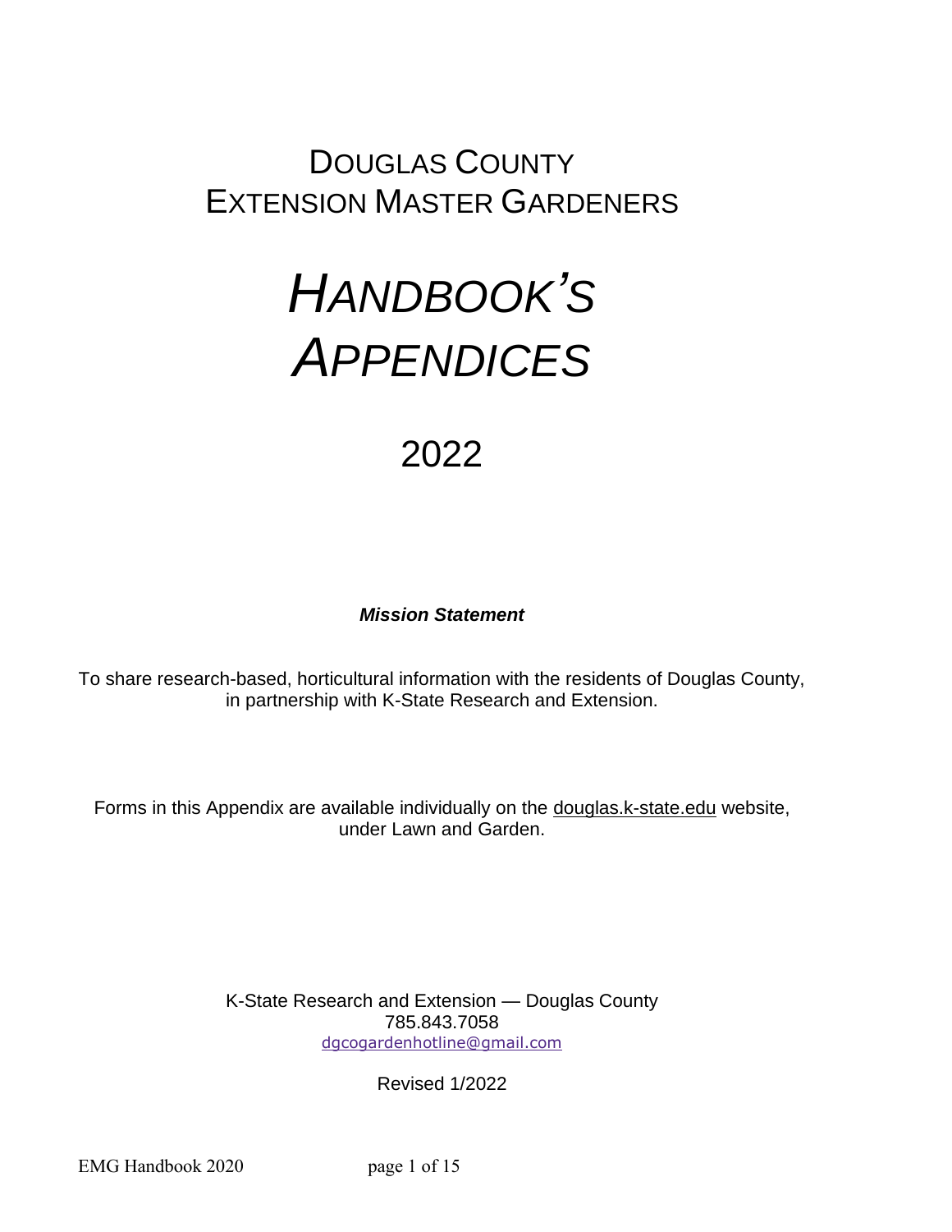# Douglas County Extension Master Gardeners

# *Handbook's Appendices*

## 2022

***Mission Statement***

To share research-based, horticultural information with the residents of Douglas County, in partnership with K-State Research and Extension.

Forms in this Appendix are available individually on the douglas.k-state.edu website, under Lawn and Garden.

K-State Research and Extension — Douglas County
785.843.7058
dgcogardenhotline@gmail.com

Revised 1/2022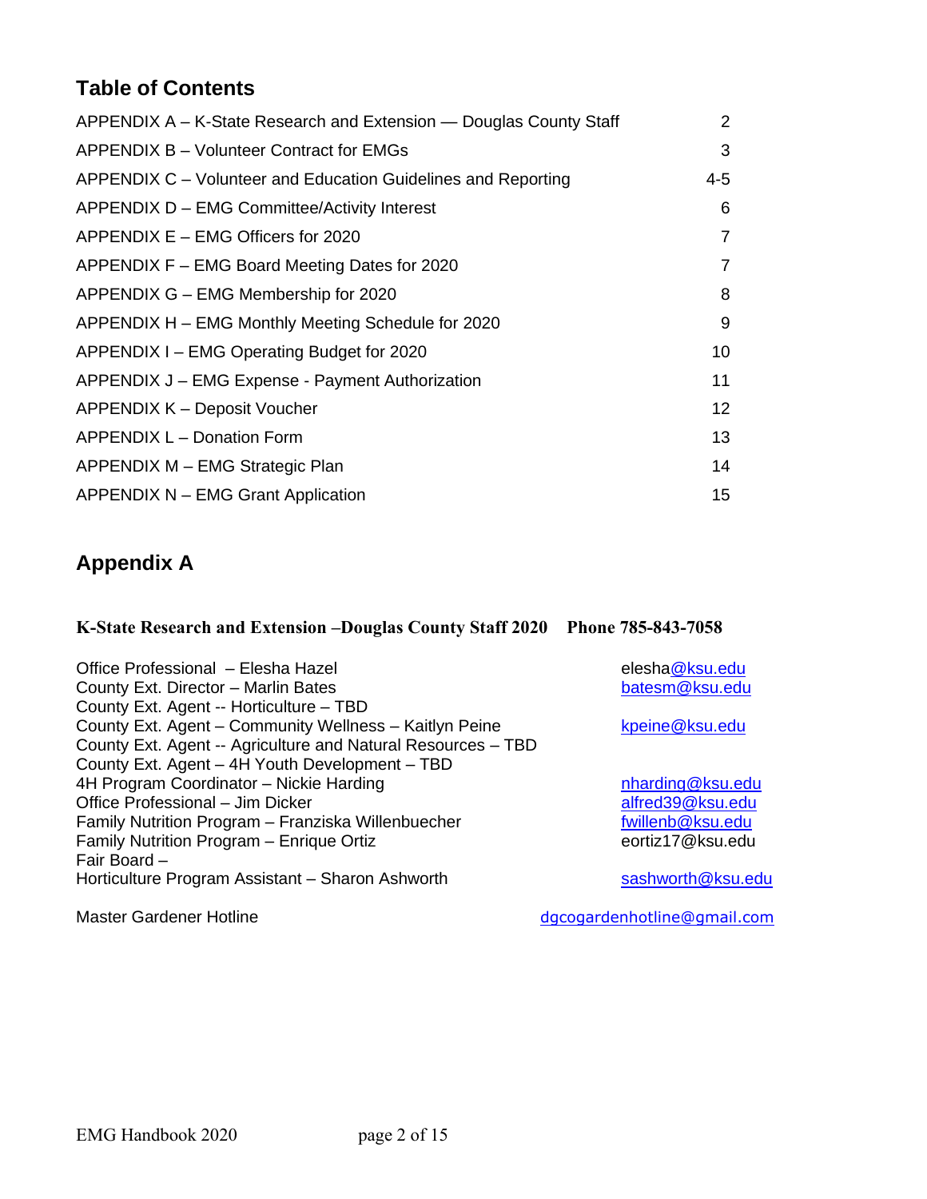## Table of Contents

| | |
|---|---|
| APPENDIX A – K-State Research and Extension — Douglas County Staff | 2 |
| APPENDIX B – Volunteer Contract for EMGs | 3 |
| APPENDIX C – Volunteer and Education Guidelines and Reporting | 4-5 |
| APPENDIX D – EMG Committee/Activity Interest | 6 |
| APPENDIX E – EMG Officers for 2020 | 7 |
| APPENDIX F – EMG Board Meeting Dates for 2020 | 7 |
| APPENDIX G – EMG Membership for 2020 | 8 |
| APPENDIX H – EMG Monthly Meeting Schedule for 2020 | 9 |
| APPENDIX I – EMG Operating Budget for 2020 | 10 |
| APPENDIX J – EMG Expense - Payment Authorization | 11 |
| APPENDIX K – Deposit Voucher | 12 |
| APPENDIX L – Donation Form | 13 |
| APPENDIX M – EMG Strategic Plan | 14 |
| APPENDIX N – EMG Grant Application | 15 |

## Appendix A

**K-State Research and Extension –Douglas County Staff 2020 Phone 785-843-7058**

| | |
|---|---|
| Office Professional – Elesha Hazel | elesha@ksu.edu |
| County Ext. Director – Marlin Bates | batesm@ksu.edu |
| County Ext. Agent -- Horticulture – TBD | |
| County Ext. Agent – Community Wellness – Kaitlyn Peine | kpeine@ksu.edu |
| County Ext. Agent -- Agriculture and Natural Resources – TBD | |
| County Ext. Agent – 4H Youth Development – TBD | |
| 4H Program Coordinator – Nickie Harding | nharding@ksu.edu |
| Office Professional – Jim Dicker | alfred39@ksu.edu |
| Family Nutrition Program – Franziska Willenbuecher | fwillenb@ksu.edu |
| Family Nutrition Program – Enrique Ortiz | eortiz17@ksu.edu |
| Fair Board – | |
| Horticulture Program Assistant – Sharon Ashworth | sashworth@ksu.edu |
| Master Gardener Hotline | dgcogardenhotline@gmail.com |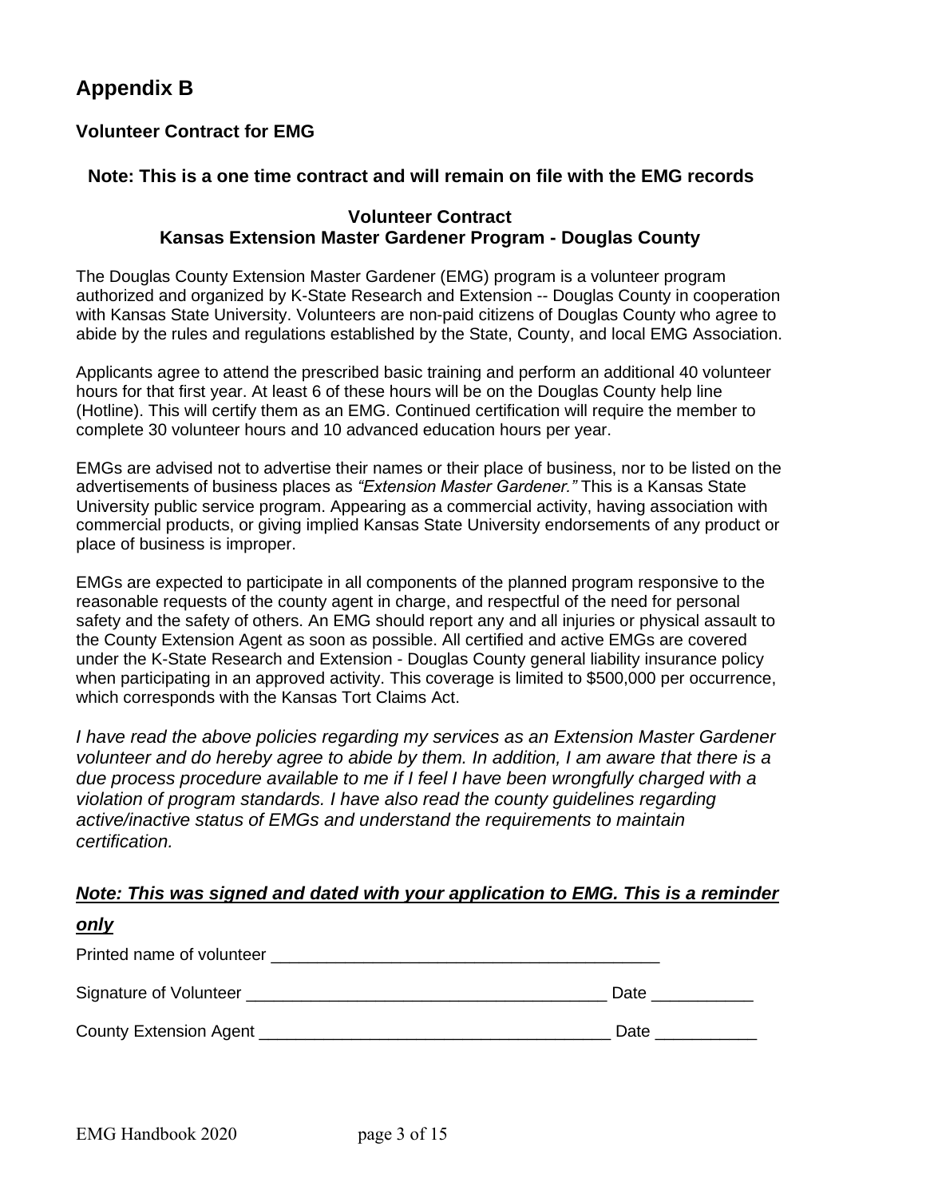# Appendix B

### Volunteer Contract for EMG

### Note: This is a one time contract and will remain on file with the EMG records

### Volunteer Contract
### Kansas Extension Master Gardener Program - Douglas County

The Douglas County Extension Master Gardener (EMG) program is a volunteer program authorized and organized by K-State Research and Extension -- Douglas County in cooperation with Kansas State University. Volunteers are non-paid citizens of Douglas County who agree to abide by the rules and regulations established by the State, County, and local EMG Association.

Applicants agree to attend the prescribed basic training and perform an additional 40 volunteer hours for that first year. At least 6 of these hours will be on the Douglas County help line (Hotline). This will certify them as an EMG. Continued certification will require the member to complete 30 volunteer hours and 10 advanced education hours per year.

EMGs are advised not to advertise their names or their place of business, nor to be listed on the advertisements of business places as *"Extension Master Gardener."* This is a Kansas State University public service program. Appearing as a commercial activity, having association with commercial products, or giving implied Kansas State University endorsements of any product or place of business is improper.

EMGs are expected to participate in all components of the planned program responsive to the reasonable requests of the county agent in charge, and respectful of the need for personal safety and the safety of others. An EMG should report any and all injuries or physical assault to the County Extension Agent as soon as possible. All certified and active EMGs are covered under the K-State Research and Extension - Douglas County general liability insurance policy when participating in an approved activity. This coverage is limited to $500,000 per occurrence, which corresponds with the Kansas Tort Claims Act.

*I have read the above policies regarding my services as an Extension Master Gardener volunteer and do hereby agree to abide by them. In addition, I am aware that there is a due process procedure available to me if I feel I have been wrongfully charged with a violation of program standards. I have also read the county guidelines regarding active/inactive status of EMGs and understand the requirements to maintain certification.*

***Note: This was signed and dated with your application to EMG. This is a reminder only***

Printed name of volunteer ___________________________________________

Signature of Volunteer ______________________________________ Date ___________

County Extension Agent _____________________________________ Date ___________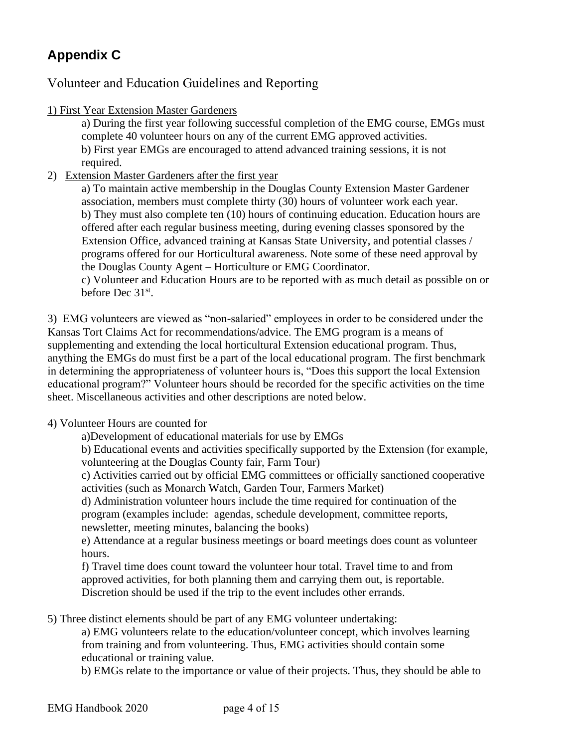# Appendix C

## Volunteer and Education Guidelines and Reporting

1) First Year Extension Master Gardeners

   a) During the first year following successful completion of the EMG course, EMGs must complete 40 volunteer hours on any of the current EMG approved activities.

   b) First year EMGs are encouraged to attend advanced training sessions, it is not required.

2) Extension Master Gardeners after the first year

   a) To maintain active membership in the Douglas County Extension Master Gardener association, members must complete thirty (30) hours of volunteer work each year.

   b) They must also complete ten (10) hours of continuing education. Education hours are offered after each regular business meeting, during evening classes sponsored by the Extension Office, advanced training at Kansas State University, and potential classes / programs offered for our Horticultural awareness. Note some of these need approval by the Douglas County Agent – Horticulture or EMG Coordinator.

   c) Volunteer and Education Hours are to be reported with as much detail as possible on or before Dec 31st.

3) EMG volunteers are viewed as "non-salaried" employees in order to be considered under the Kansas Tort Claims Act for recommendations/advice. The EMG program is a means of supplementing and extending the local horticultural Extension educational program. Thus, anything the EMGs do must first be a part of the local educational program. The first benchmark in determining the appropriateness of volunteer hours is, "Does this support the local Extension educational program?" Volunteer hours should be recorded for the specific activities on the time sheet. Miscellaneous activities and other descriptions are noted below.

4) Volunteer Hours are counted for

   a)Development of educational materials for use by EMGs

   b) Educational events and activities specifically supported by the Extension (for example, volunteering at the Douglas County fair, Farm Tour)

   c) Activities carried out by official EMG committees or officially sanctioned cooperative activities (such as Monarch Watch, Garden Tour, Farmers Market)

   d) Administration volunteer hours include the time required for continuation of the program (examples include: agendas, schedule development, committee reports, newsletter, meeting minutes, balancing the books)

   e) Attendance at a regular business meetings or board meetings does count as volunteer hours.

   f) Travel time does count toward the volunteer hour total. Travel time to and from approved activities, for both planning them and carrying them out, is reportable. Discretion should be used if the trip to the event includes other errands.

5) Three distinct elements should be part of any EMG volunteer undertaking:

   a) EMG volunteers relate to the education/volunteer concept, which involves learning from training and from volunteering. Thus, EMG activities should contain some educational or training value.

   b) EMGs relate to the importance or value of their projects. Thus, they should be able to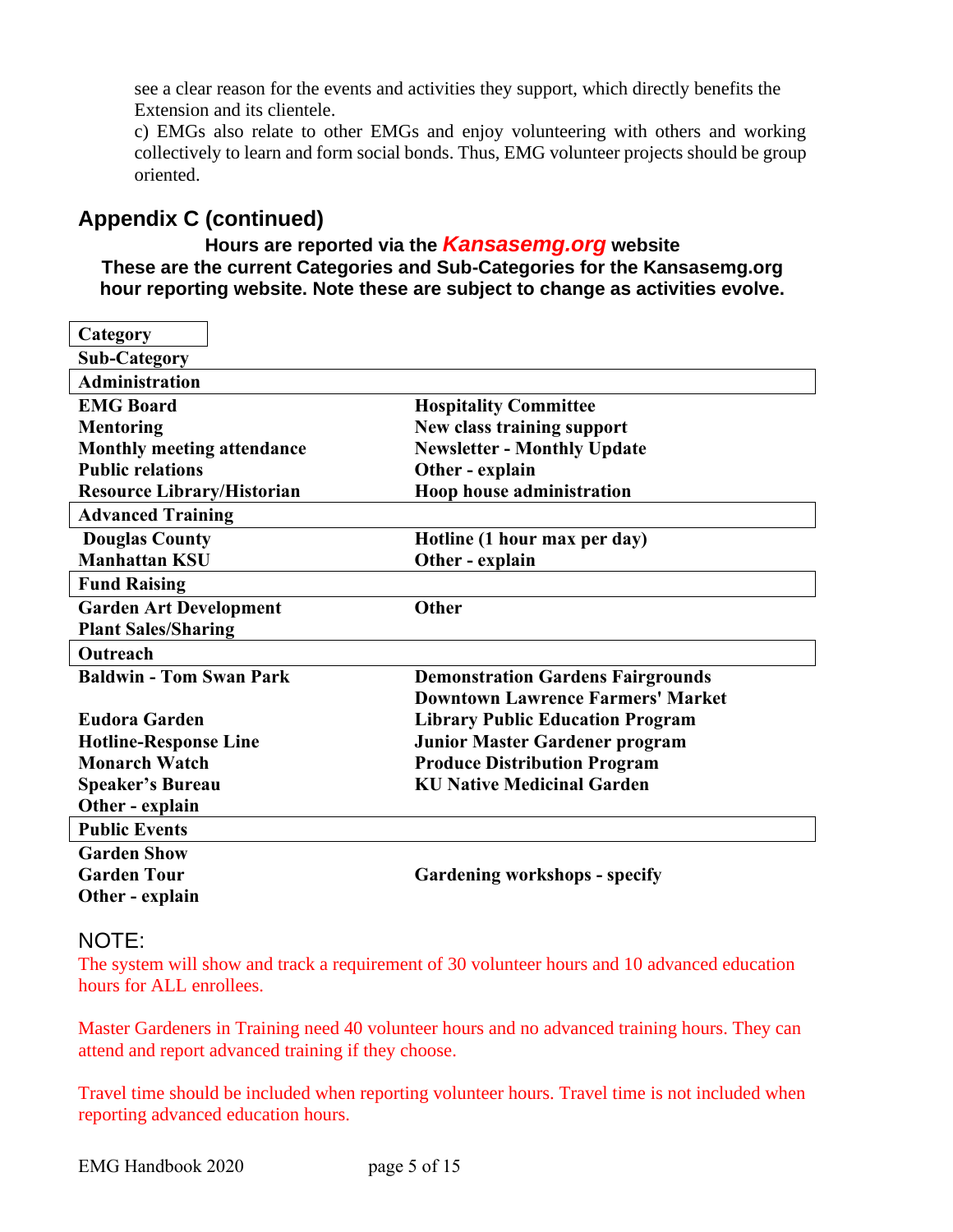see a clear reason for the events and activities they support, which directly benefits the Extension and its clientele.

c) EMGs also relate to other EMGs and enjoy volunteering with others and working collectively to learn and form social bonds. Thus, EMG volunteer projects should be group oriented.

## Appendix C (continued)

**Hours are reported via the *Kansasemg.org* website**

**These are the current Categories and Sub-Categories for the Kansasemg.org hour reporting website. Note these are subject to change as activities evolve.**

| Category | |
|---|---|
| **Sub-Category** | |
| **Administration** | |
| EMG Board | Hospitality Committee |
| Mentoring | New class training support |
| Monthly meeting attendance | Newsletter - Monthly Update |
| Public relations | Other - explain |
| Resource Library/Historian | Hoop house administration |
| **Advanced Training** | |
| Douglas County | Hotline (1 hour max per day) |
| Manhattan KSU | Other - explain |
| **Fund Raising** | |
| Garden Art Development | Other |
| Plant Sales/Sharing | |
| **Outreach** | |
| Baldwin - Tom Swan Park | Demonstration Gardens Fairgrounds |
| | Downtown Lawrence Farmers' Market |
| Eudora Garden | Library Public Education Program |
| Hotline-Response Line | Junior Master Gardener program |
| Monarch Watch | Produce Distribution Program |
| Speaker's Bureau | KU Native Medicinal Garden |
| Other - explain | |
| **Public Events** | |
| Garden Show | |
| Garden Tour | Gardening workshops - specify |
| Other - explain | |

NOTE:

The system will show and track a requirement of 30 volunteer hours and 10 advanced education hours for ALL enrollees.

Master Gardeners in Training need 40 volunteer hours and no advanced training hours. They can attend and report advanced training if they choose.

Travel time should be included when reporting volunteer hours. Travel time is not included when reporting advanced education hours.

EMG Handbook 2020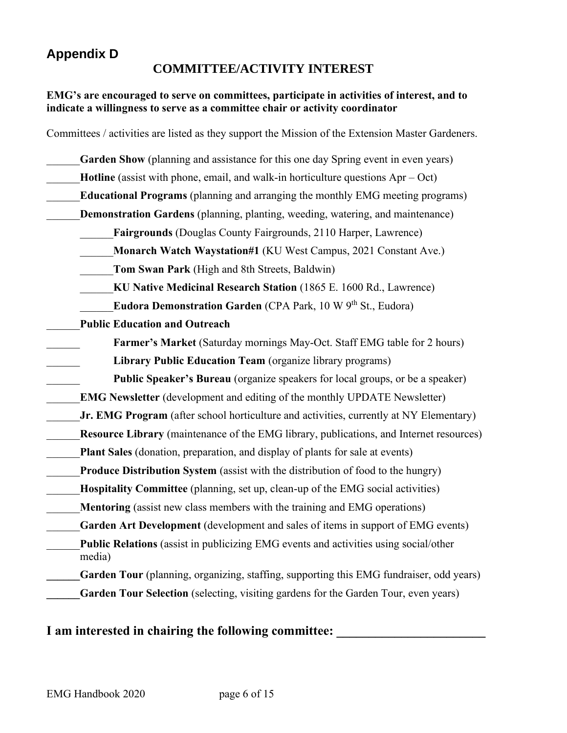## Appendix D

### COMMITTEE/ACTIVITY INTEREST

**EMG's are encouraged to serve on committees, participate in activities of interest, and to indicate a willingness to serve as a committee chair or activity coordinator**

Committees / activities are listed as they support the Mission of the Extension Master Gardeners.

______**Garden Show** (planning and assistance for this one day Spring event in even years)

______**Hotline** (assist with phone, email, and walk-in horticulture questions Apr – Oct)

______**Educational Programs** (planning and arranging the monthly EMG meeting programs)

______**Demonstration Gardens** (planning, planting, weeding, watering, and maintenance)

- ______**Fairgrounds** (Douglas County Fairgrounds, 2110 Harper, Lawrence)
- ______**Monarch Watch Waystation#1** (KU West Campus, 2021 Constant Ave.)
- ______**Tom Swan Park** (High and 8th Streets, Baldwin)
- ______**KU Native Medicinal Research Station** (1865 E. 1600 Rd., Lawrence)
- ______**Eudora Demonstration Garden** (CPA Park, 10 W 9th St., Eudora)

______**Public Education and Outreach**

______ **Farmer's Market** (Saturday mornings May-Oct. Staff EMG table for 2 hours)

______ **Library Public Education Team** (organize library programs)

______ **Public Speaker's Bureau** (organize speakers for local groups, or be a speaker)

______**EMG Newsletter** (development and editing of the monthly UPDATE Newsletter)

______**Jr. EMG Program** (after school horticulture and activities, currently at NY Elementary)

______**Resource Library** (maintenance of the EMG library, publications, and Internet resources)

______**Plant Sales** (donation, preparation, and display of plants for sale at events)

______**Produce Distribution System** (assist with the distribution of food to the hungry)

______**Hospitality Committee** (planning, set up, clean-up of the EMG social activities)

______**Mentoring** (assist new class members with the training and EMG operations)

______**Garden Art Development** (development and sales of items in support of EMG events)

______**Public Relations** (assist in publicizing EMG events and activities using social/other media)

______**Garden Tour** (planning, organizing, staffing, supporting this EMG fundraiser, odd years)

______**Garden Tour Selection** (selecting, visiting gardens for the Garden Tour, even years)

**I am interested in chairing the following committee: ________________________**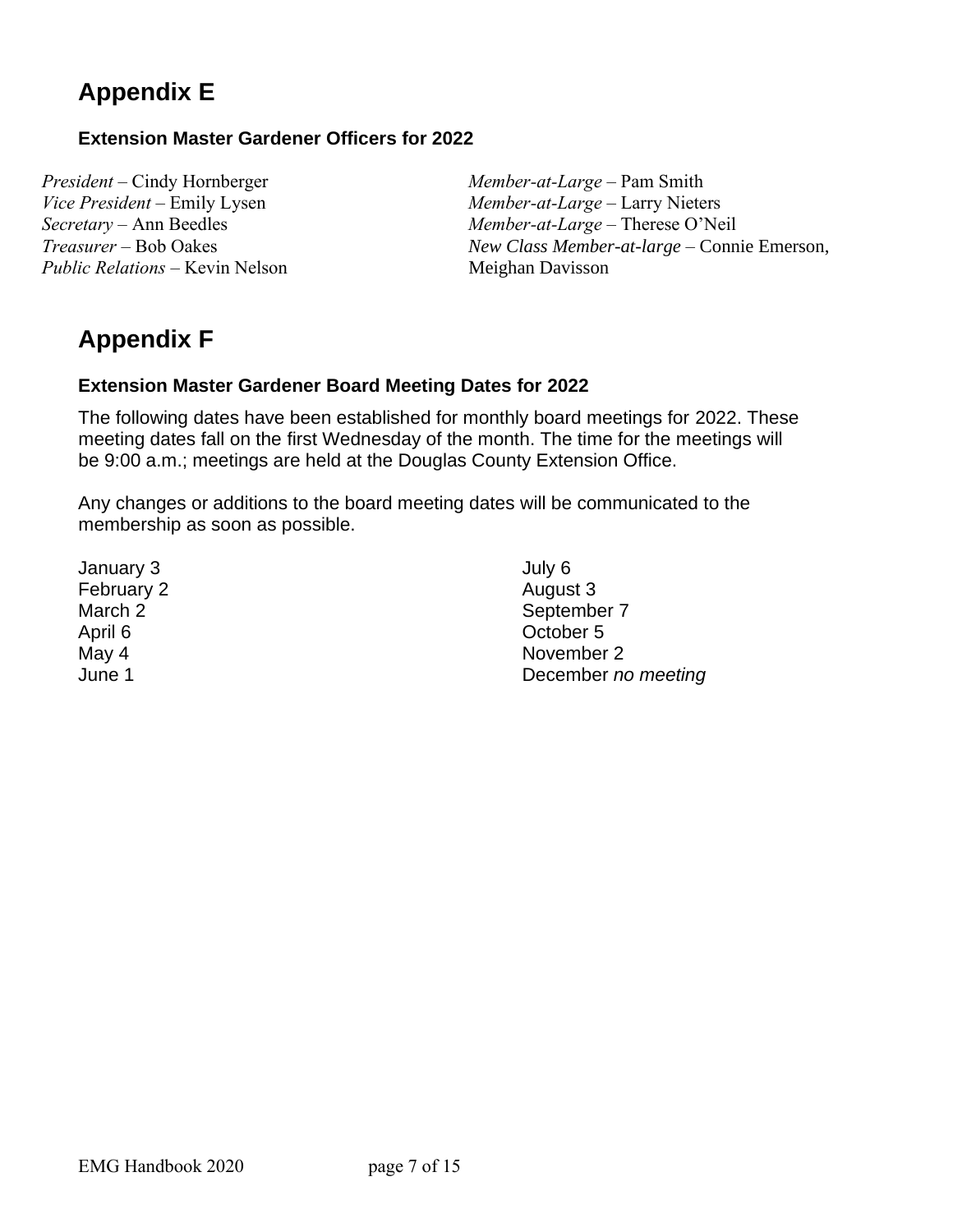# Appendix E

### Extension Master Gardener Officers for 2022

*President* – Cindy Hornberger
*Vice President* – Emily Lysen
*Secretary* – Ann Beedles
*Treasurer* – Bob Oakes
*Public Relations* – Kevin Nelson
*Member-at-Large* – Pam Smith
*Member-at-Large* – Larry Nieters
*Member-at-Large* – Therese O'Neil
*New Class Member-at-large* – Connie Emerson, Meighan Davisson

# Appendix F

### Extension Master Gardener Board Meeting Dates for 2022

The following dates have been established for monthly board meetings for 2022. These meeting dates fall on the first Wednesday of the month. The time for the meetings will be 9:00 a.m.; meetings are held at the Douglas County Extension Office.

Any changes or additions to the board meeting dates will be communicated to the membership as soon as possible.

January 3
February 2
March 2
April 6
May 4
June 1
July 6
August 3
September 7
October 5
November 2
December *no meeting*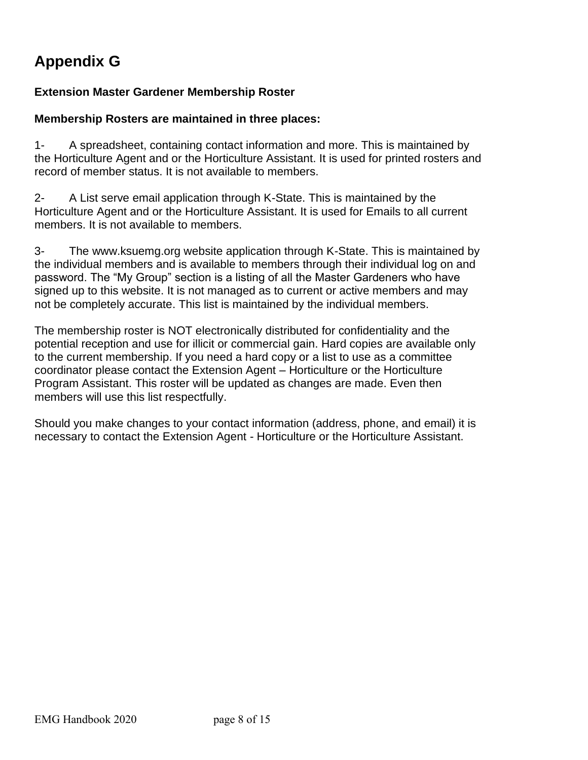# Appendix G

**Extension Master Gardener Membership Roster**

**Membership Rosters are maintained in three places:**

1- A spreadsheet, containing contact information and more. This is maintained by the Horticulture Agent and or the Horticulture Assistant. It is used for printed rosters and record of member status. It is not available to members.

2- A List serve email application through K-State. This is maintained by the Horticulture Agent and or the Horticulture Assistant. It is used for Emails to all current members. It is not available to members.

3- The www.ksuemg.org website application through K-State. This is maintained by the individual members and is available to members through their individual log on and password. The "My Group" section is a listing of all the Master Gardeners who have signed up to this website. It is not managed as to current or active members and may not be completely accurate. This list is maintained by the individual members.

The membership roster is NOT electronically distributed for confidentiality and the potential reception and use for illicit or commercial gain. Hard copies are available only to the current membership. If you need a hard copy or a list to use as a committee coordinator please contact the Extension Agent – Horticulture or the Horticulture Program Assistant. This roster will be updated as changes are made. Even then members will use this list respectfully.

Should you make changes to your contact information (address, phone, and email) it is necessary to contact the Extension Agent - Horticulture or the Horticulture Assistant.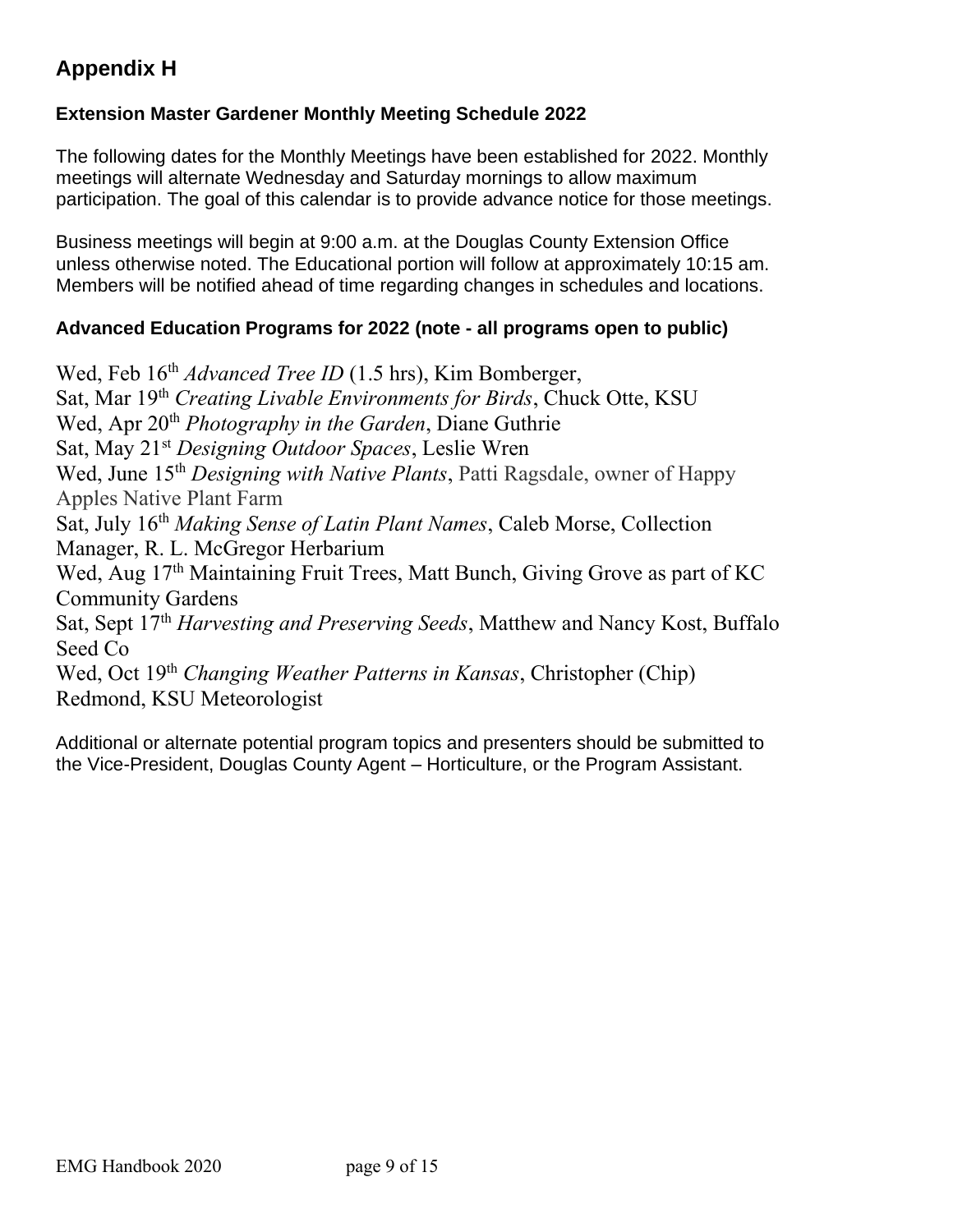# Appendix H

## Extension Master Gardener Monthly Meeting Schedule 2022

The following dates for the Monthly Meetings have been established for 2022. Monthly meetings will alternate Wednesday and Saturday mornings to allow maximum participation. The goal of this calendar is to provide advance notice for those meetings.

Business meetings will begin at 9:00 a.m. at the Douglas County Extension Office unless otherwise noted. The Educational portion will follow at approximately 10:15 am. Members will be notified ahead of time regarding changes in schedules and locations.

## Advanced Education Programs for 2022 (note - all programs open to public)

Wed, Feb 16th *Advanced Tree ID* (1.5 hrs), Kim Bomberger,
Sat, Mar 19th *Creating Livable Environments for Birds*, Chuck Otte, KSU
Wed, Apr 20th *Photography in the Garden*, Diane Guthrie
Sat, May 21st *Designing Outdoor Spaces*, Leslie Wren
Wed, June 15th *Designing with Native Plants*, Patti Ragsdale, owner of Happy Apples Native Plant Farm
Sat, July 16th *Making Sense of Latin Plant Names*, Caleb Morse, Collection Manager, R. L. McGregor Herbarium
Wed, Aug 17th Maintaining Fruit Trees, Matt Bunch, Giving Grove as part of KC Community Gardens
Sat, Sept 17th *Harvesting and Preserving Seeds*, Matthew and Nancy Kost, Buffalo Seed Co
Wed, Oct 19th *Changing Weather Patterns in Kansas*, Christopher (Chip) Redmond, KSU Meteorologist

Additional or alternate potential program topics and presenters should be submitted to the Vice-President, Douglas County Agent – Horticulture, or the Program Assistant.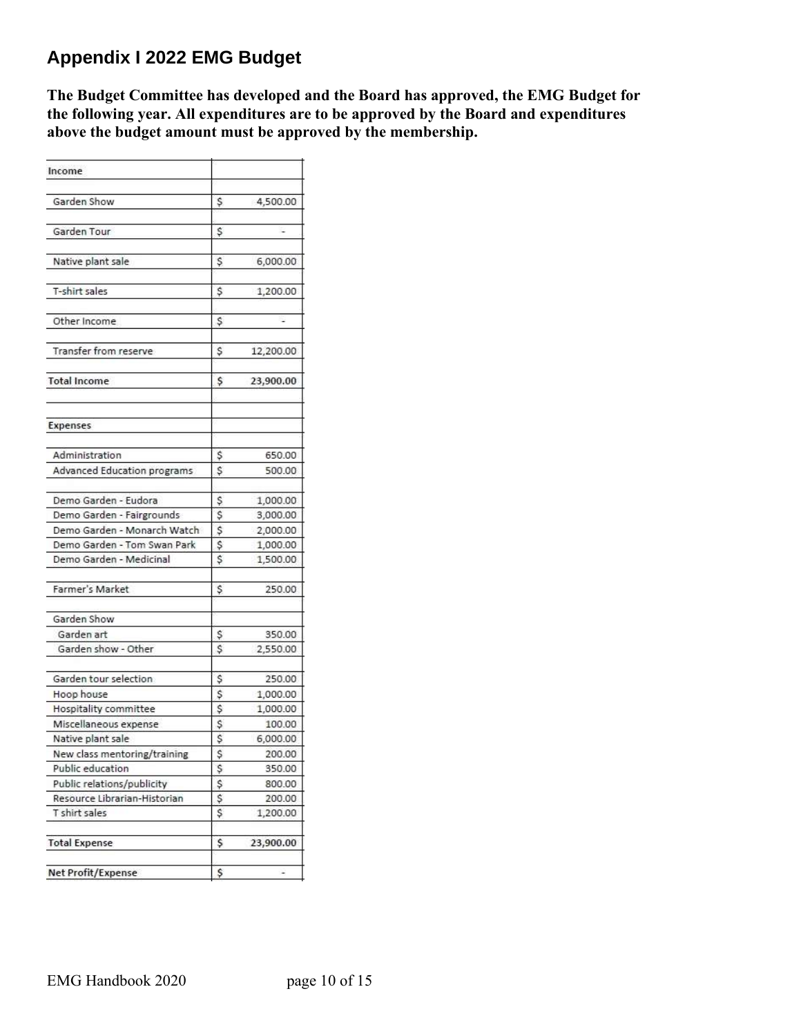## Appendix I 2022 EMG Budget

**The Budget Committee has developed and the Board has approved, the EMG Budget for the following year. All expenditures are to be approved by the Board and expenditures above the budget amount must be approved by the membership.**

| Income | |
|---|---|
| Garden Show | $ 4,500.00 |
| Garden Tour | $ - |
| Native plant sale | $ 6,000.00 |
| T-shirt sales | $ 1,200.00 |
| Other Income | $ - |
| Transfer from reserve | $ 12,200.00 |
| **Total Income** | **$ 23,900.00** |
| | |
| **Expenses** | |
| Administration | $ 650.00 |
| Advanced Education programs | $ 500.00 |
| Demo Garden - Eudora | $ 1,000.00 |
| Demo Garden - Fairgrounds | $ 3,000.00 |
| Demo Garden - Monarch Watch | $ 2,000.00 |
| Demo Garden - Tom Swan Park | $ 1,000.00 |
| Demo Garden - Medicinal | $ 1,500.00 |
| Farmer's Market | $ 250.00 |
| Garden Show | |
| Garden art | $ 350.00 |
| Garden show - Other | $ 2,550.00 |
| Garden tour selection | $ 250.00 |
| Hoop house | $ 1,000.00 |
| Hospitality committee | $ 1,000.00 |
| Miscellaneous expense | $ 100.00 |
| Native plant sale | $ 6,000.00 |
| New class mentoring/training | $ 200.00 |
| Public education | $ 350.00 |
| Public relations/publicity | $ 800.00 |
| Resource Librarian-Historian | $ 200.00 |
| T shirt sales | $ 1,200.00 |
| **Total Expense** | **$ 23,900.00** |
| **Net Profit/Expense** | **$ -** |

EMG Handbook 2020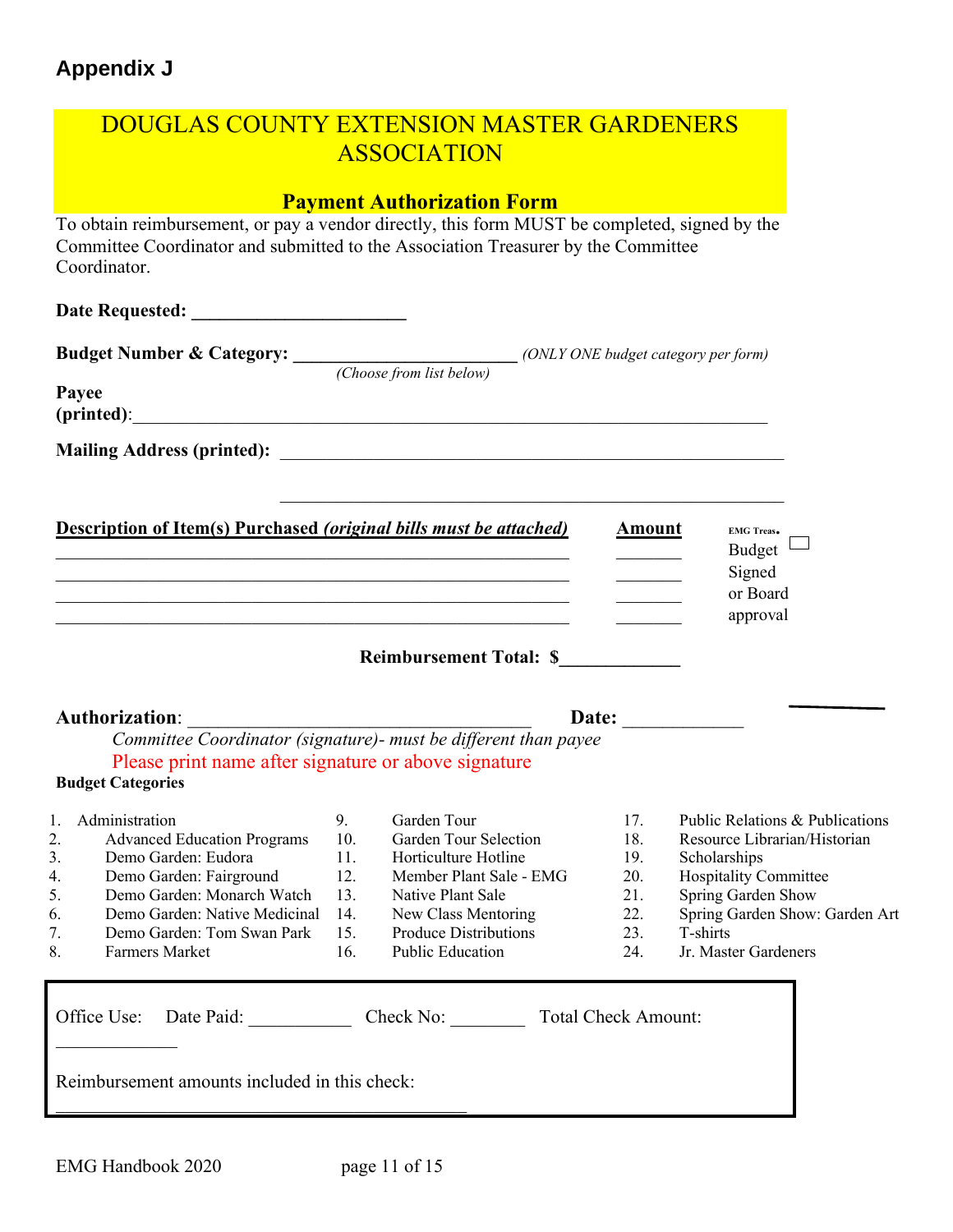## Appendix J

# DOUGLAS COUNTY EXTENSION MASTER GARDENERS ASSOCIATION

### Payment Authorization Form

To obtain reimbursement, or pay a vendor directly, this form MUST be completed, signed by the Committee Coordinator and submitted to the Association Treasurer by the Committee Coordinator.

**Date Requested: ______________________**

**Budget Number & Category: ________________________** *(ONLY ONE budget category per form)*
*(Choose from list below)*

**Payee (printed)**:_________________________________________________________________________

**Mailing Address (printed):** ________________________________________________________

________________________________________________________

**Description of Item(s) Purchased *(original bills must be attached)*** | **Amount** | EMG Treas. Budget Signed or Board approval ☐

_________________________________________________________ _______
_________________________________________________________ _______
_________________________________________________________ _______
_________________________________________________________ _______

**Reimbursement Total: $____________**

**Authorization**: ______________________________________ **Date:** ____________

*Committee Coordinator (signature)- must be different than payee*
Please print name after signature or above signature

**Budget Categories**

1. Administration
2. Advanced Education Programs
3. Demo Garden: Eudora
4. Demo Garden: Fairground
5. Demo Garden: Monarch Watch
6. Demo Garden: Native Medicinal
7. Demo Garden: Tom Swan Park
8. Farmers Market
9. Garden Tour
10. Garden Tour Selection
11. Horticulture Hotline
12. Member Plant Sale - EMG
13. Native Plant Sale
14. New Class Mentoring
15. Produce Distributions
16. Public Education
17. Public Relations & Publications
18. Resource Librarian/Historian
19. Scholarships
20. Hospitality Committee
21. Spring Garden Show
22. Spring Garden Show: Garden Art
23. T-shirts
24. Jr. Master Gardeners

Office Use: Date Paid: ___________ Check No: ________ Total Check Amount: _____________

Reimbursement amounts included in this check: _____________________________________________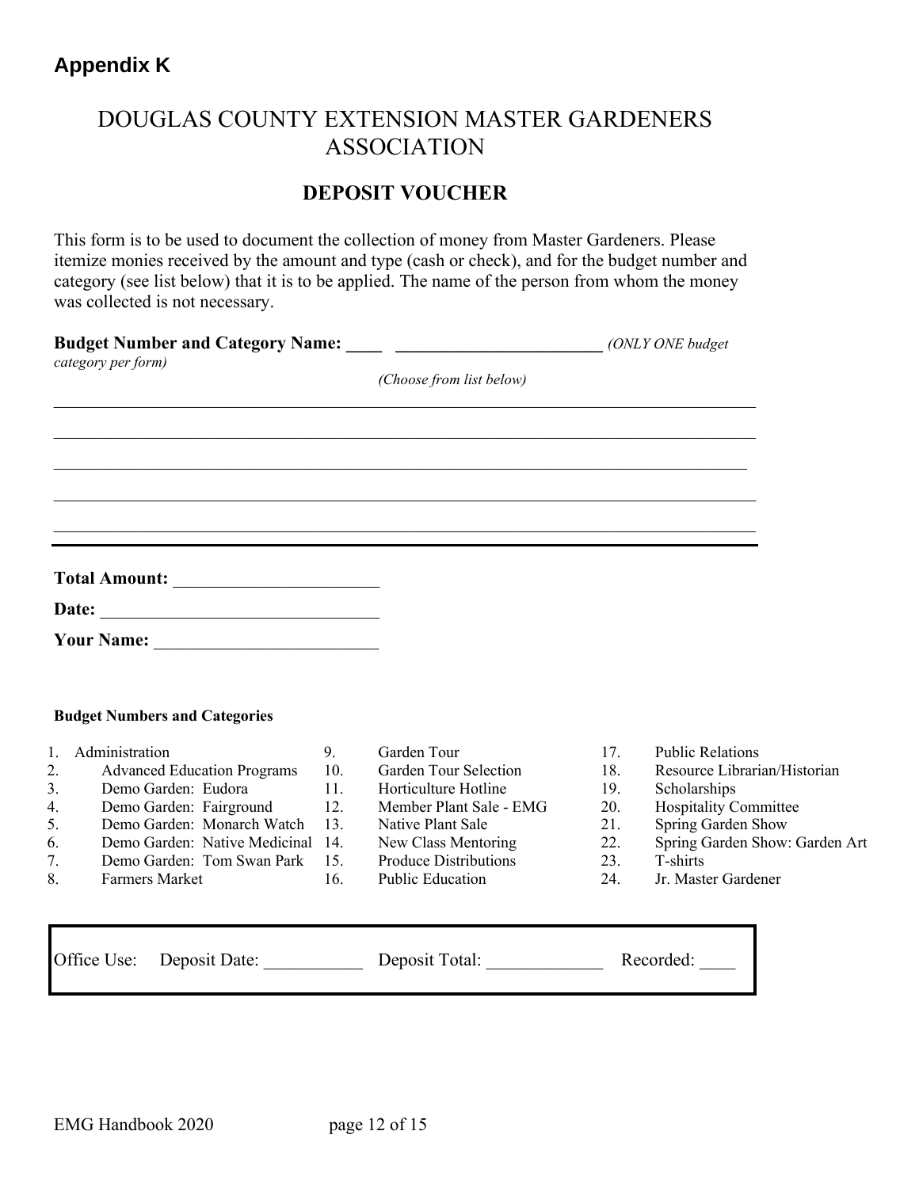## Appendix K

# DOUGLAS COUNTY EXTENSION MASTER GARDENERS ASSOCIATION

## DEPOSIT VOUCHER

This form is to be used to document the collection of money from Master Gardeners. Please itemize monies received by the amount and type (cash or check), and for the budget number and category (see list below) that it is to be applied. The name of the person from whom the money was collected is not necessary.

**Budget Number and Category Name:** ____ ______________________ *(ONLY ONE budget category per form)*

*(Choose from list below)*

_______________________________________________________________________________

_______________________________________________________________________________

_______________________________________________________________________________

_______________________________________________________________________________

_______________________________________________________________________________

**Total Amount:** ______________________

**Date:** ____________________________

**Your Name:** _______________________

**Budget Numbers and Categories**

1. Administration
2. Advanced Education Programs
3. Demo Garden: Eudora
4. Demo Garden: Fairground
5. Demo Garden: Monarch Watch
6. Demo Garden: Native Medicinal
7. Demo Garden: Tom Swan Park
8. Farmers Market
9. Garden Tour
10. Garden Tour Selection
11. Horticulture Hotline
12. Member Plant Sale - EMG
13. Native Plant Sale
14. New Class Mentoring
15. Produce Distributions
16. Public Education
17. Public Relations
18. Resource Librarian/Historian
19. Scholarships
20. Hospitality Committee
21. Spring Garden Show
22. Spring Garden Show: Garden Art
23. T-shirts
24. Jr. Master Gardener

Office Use: Deposit Date: __________ Deposit Total: ____________ Recorded: ____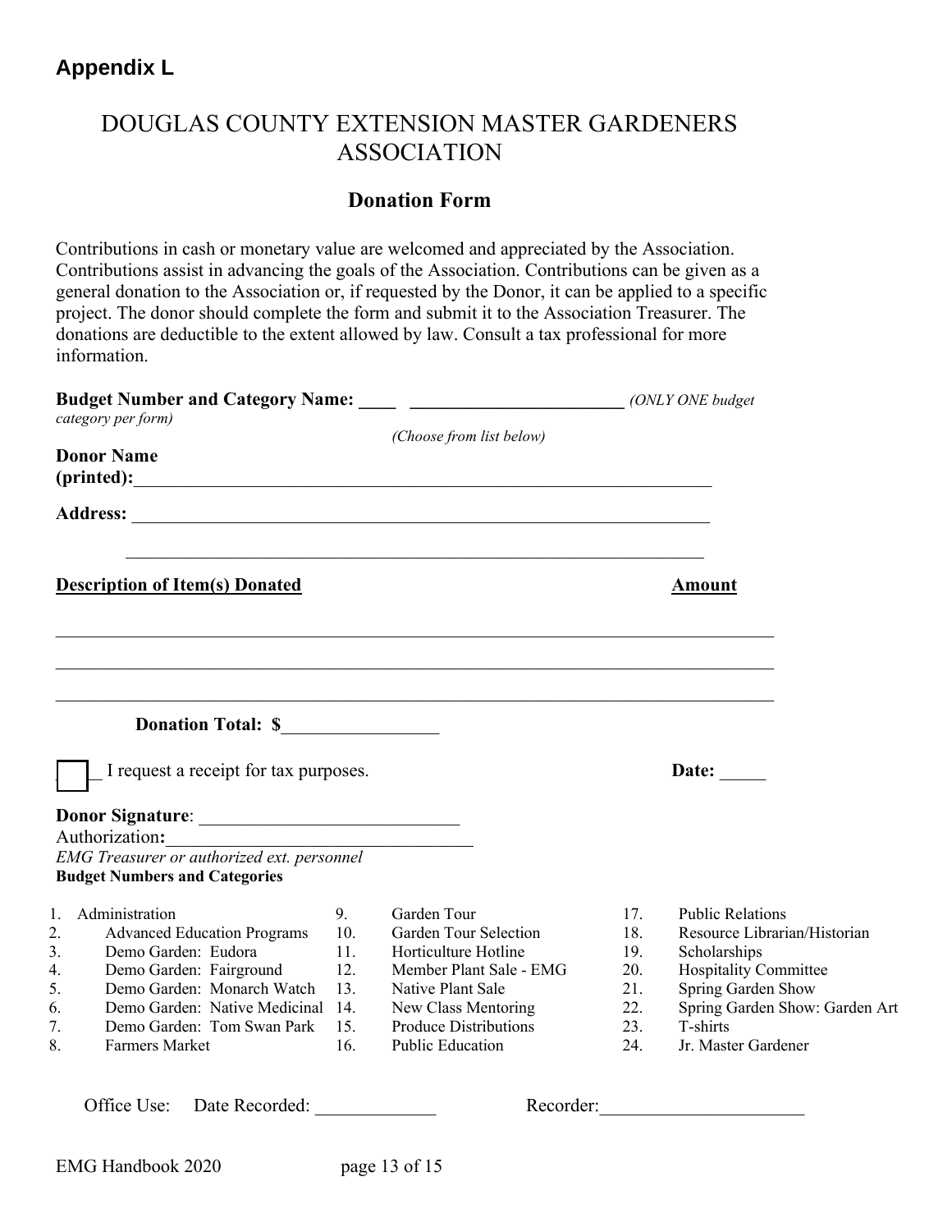## Appendix L

# DOUGLAS COUNTY EXTENSION MASTER GARDENERS ASSOCIATION

## Donation Form

Contributions in cash or monetary value are welcomed and appreciated by the Association. Contributions assist in advancing the goals of the Association. Contributions can be given as a general donation to the Association or, if requested by the Donor, it can be applied to a specific project. The donor should complete the form and submit it to the Association Treasurer. The donations are deductible to the extent allowed by law. Consult a tax professional for more information.

**Budget Number and Category Name:** ____ ________________________ *(ONLY ONE budget category per form)*

*(Choose from list below)*

**Donor Name (printed):**_________________________________________________________________

**Address:** _________________________________________________________________

_________________________________________________________________

**Description of Item(s) Donated** **Amount**

_______________________________________________________________________________

_______________________________________________________________________________

_______________________________________________________________________________

**Donation Total: $**_________________

☐ I request a receipt for tax purposes. **Date:** _____

**Donor Signature**: ____________________________

Authorization**:**_________________________________

*EMG Treasurer or authorized ext. personnel*

**Budget Numbers and Categories**

1. Administration
2. Advanced Education Programs
3. Demo Garden: Eudora
4. Demo Garden: Fairground
5. Demo Garden: Monarch Watch
6. Demo Garden: Native Medicinal
7. Demo Garden: Tom Swan Park
8. Farmers Market
9. Garden Tour
10. Garden Tour Selection
11. Horticulture Hotline
12. Member Plant Sale - EMG
13. Native Plant Sale
14. New Class Mentoring
15. Produce Distributions
16. Public Education
17. Public Relations
18. Resource Librarian/Historian
19. Scholarships
20. Hospitality Committee
21. Spring Garden Show
22. Spring Garden Show: Garden Art
23. T-shirts
24. Jr. Master Gardener

Office Use: Date Recorded: _____________ Recorder:______________________

EMG Handbook 2020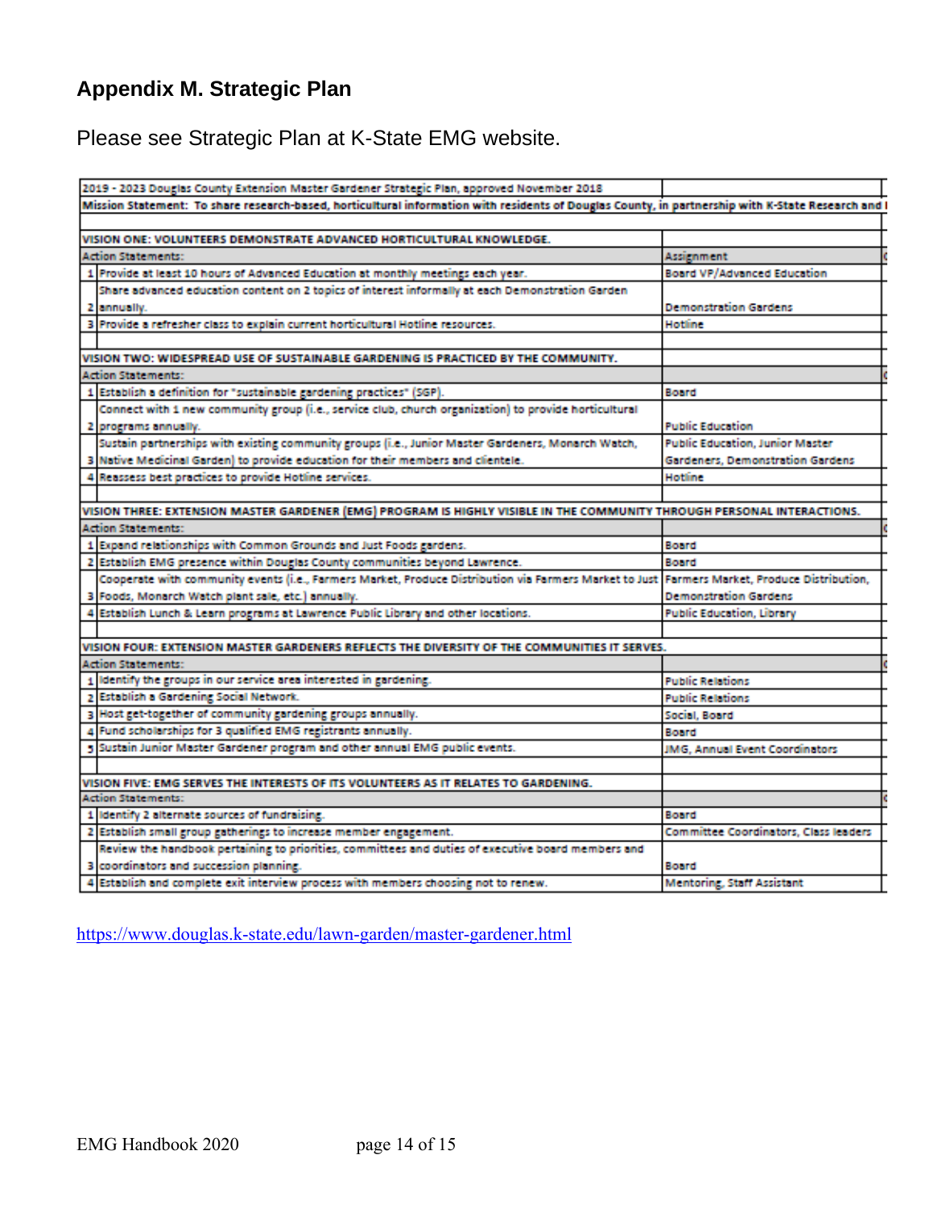## Appendix M. Strategic Plan

Please see Strategic Plan at K-State EMG website.

| | 2019 - 2023 Douglas County Extension Master Gardener Strategic Plan, approved November 2018 | |
|---|---|---|
| | Mission Statement: To share research-based, horticultural information with residents of Douglas County, in partnership with K-State Research and | |
| | | |
| | VISION ONE: VOLUNTEERS DEMONSTRATE ADVANCED HORTICULTURAL KNOWLEDGE. | |
| | Action Statements: | Assignment |
| 1 | Provide at least 10 hours of Advanced Education at monthly meetings each year. | Board VP/Advanced Education |
| 2 | Share advanced education content on 2 topics of interest informally at each Demonstration Garden annually. | Demonstration Gardens |
| 3 | Provide a refresher class to explain current horticultural Hotline resources. | Hotline |
| | | |
| | VISION TWO: WIDESPREAD USE OF SUSTAINABLE GARDENING IS PRACTICED BY THE COMMUNITY. | |
| | Action Statements: | |
| 1 | Establish a definition for "sustainable gardening practices" (SGP). | Board |
| 2 | Connect with 1 new community group (i.e., service club, church organization) to provide horticultural programs annually. | Public Education |
| 3 | Sustain partnerships with existing community groups (i.e., Junior Master Gardeners, Monarch Watch, Native Medicinal Garden) to provide education for their members and clientele. | Public Education, Junior Master Gardeners, Demonstration Gardens |
| 4 | Reassess best practices to provide Hotline services. | Hotline |
| | | |
| | VISION THREE: EXTENSION MASTER GARDENER (EMG) PROGRAM IS HIGHLY VISIBLE IN THE COMMUNITY THROUGH PERSONAL INTERACTIONS. | |
| | Action Statements: | |
| 1 | Expand relationships with Common Grounds and Just Foods gardens. | Board |
| 2 | Establish EMG presence within Douglas County communities beyond Lawrence. | Board |
| 3 | Cooperate with community events (i.e., Farmers Market, Produce Distribution via Farmers Market to Just Foods, Monarch Watch plant sale, etc.) annually. | Farmers Market, Produce Distribution, Demonstration Gardens |
| 4 | Establish Lunch & Learn programs at Lawrence Public Library and other locations. | Public Education, Library |
| | | |
| | VISION FOUR: EXTENSION MASTER GARDENERS REFLECTS THE DIVERSITY OF THE COMMUNITIES IT SERVES. | |
| | Action Statements: | |
| 1 | Identify the groups in our service area interested in gardening. | Public Relations |
| 2 | Establish a Gardening Social Network. | Public Relations |
| 3 | Host get-together of community gardening groups annually. | Social, Board |
| 4 | Fund scholarships for 3 qualified EMG registrants annually. | Board |
| 5 | Sustain Junior Master Gardener program and other annual EMG public events. | JMG, Annual Event Coordinators |
| | | |
| | VISION FIVE: EMG SERVES THE INTERESTS OF ITS VOLUNTEERS AS IT RELATES TO GARDENING. | |
| | Action Statements: | |
| 1 | Identify 2 alternate sources of fundraising. | Board |
| 2 | Establish small group gatherings to increase member engagement. | Committee Coordinators, Class leaders |
| 3 | Review the handbook pertaining to priorities, committees and duties of executive board members and coordinators and succession planning. | Board |
| 4 | Establish and complete exit interview process with members choosing not to renew. | Mentoring, Staff Assistant |

https://www.douglas.k-state.edu/lawn-garden/master-gardener.html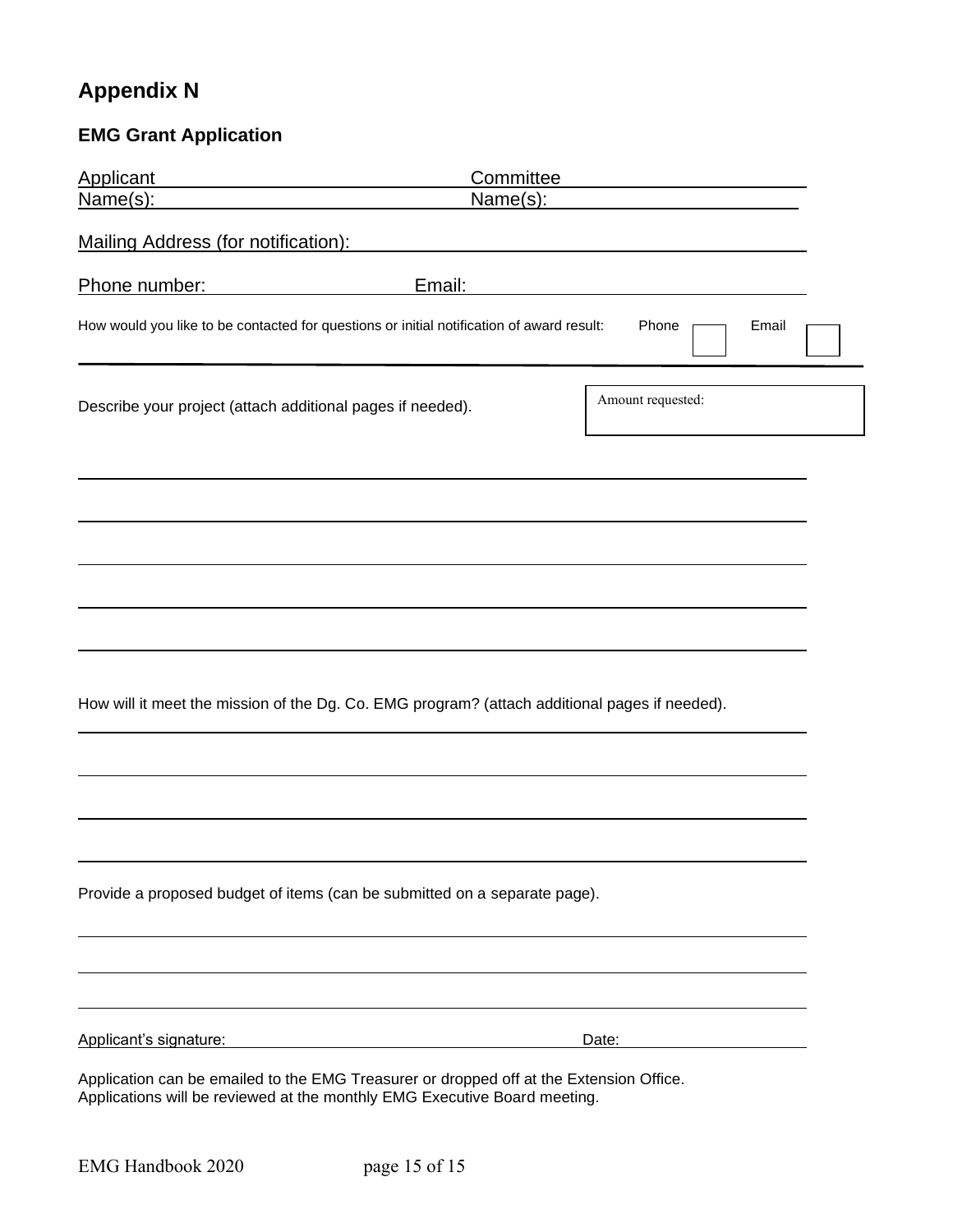# Appendix N

## EMG Grant Application

Applicant Name(s): Committee Name(s):

Mailing Address (for notification):

Phone number: Email:

How would you like to be contacted for questions or initial notification of award result: Phone ☐ Email ☐

Amount requested:

Describe your project (attach additional pages if needed).

How will it meet the mission of the Dg. Co. EMG program? (attach additional pages if needed).

Provide a proposed budget of items (can be submitted on a separate page).

Applicant's signature: Date:

Application can be emailed to the EMG Treasurer or dropped off at the Extension Office.
Applications will be reviewed at the monthly EMG Executive Board meeting.